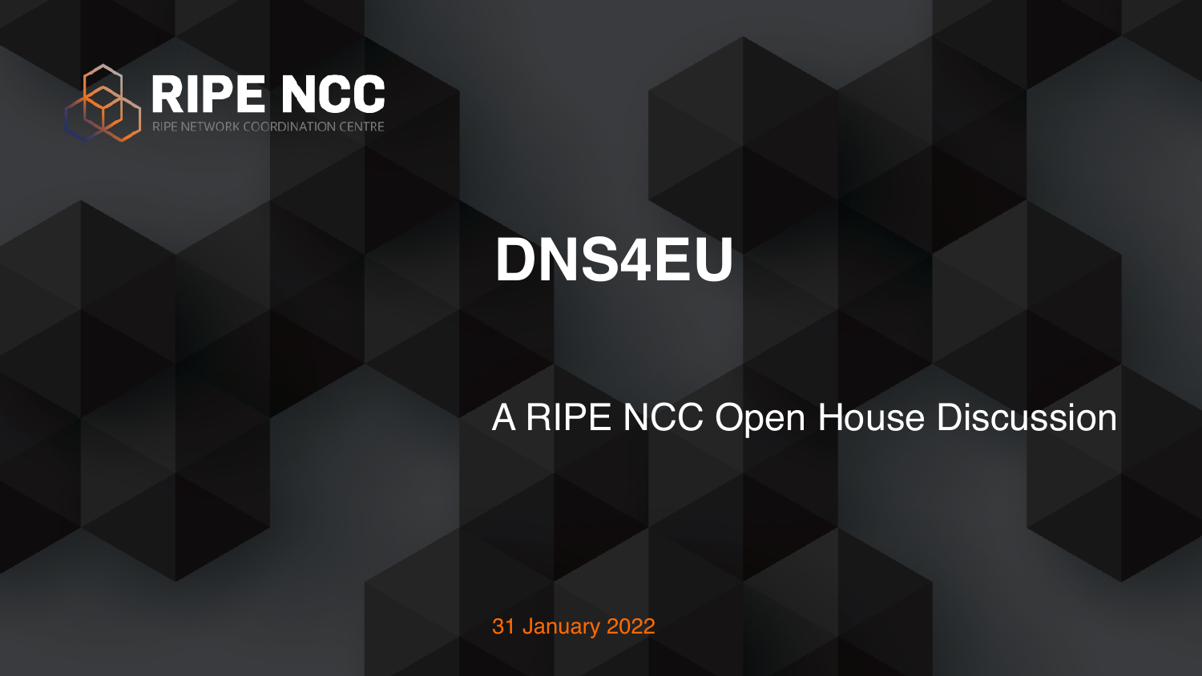RIPE NCC

RIPE NETWORK COORDINATION CENTRE

# DNS4EU

A RIPE NCC Open House Discussion

31 January 2022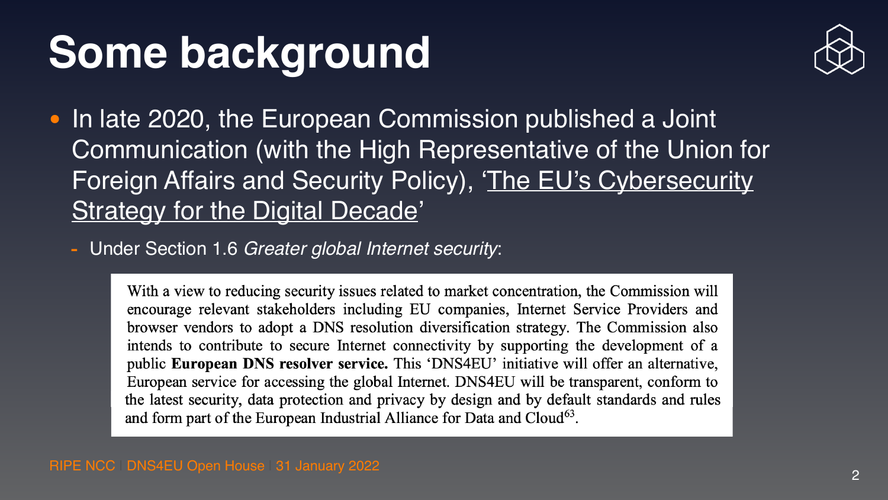# Some background

- In late 2020, the European Commission published a Joint Communication (with the High Representative of the Union for Foreign Affairs and Security Policy), 'The EU's Cybersecurity Strategy for the Digital Decade'
  - Under Section 1.6 *Greater global Internet security*:

> With a view to reducing security issues related to market concentration, the Commission will encourage relevant stakeholders including EU companies, Internet Service Providers and browser vendors to adopt a DNS resolution diversification strategy. The Commission also intends to contribute to secure Internet connectivity by supporting the development of a public **European DNS resolver service.** This 'DNS4EU' initiative will offer an alternative, European service for accessing the global Internet. DNS4EU will be transparent, conform to the latest security, data protection and privacy by design and by default standards and rules and form part of the European Industrial Alliance for Data and Cloud[63].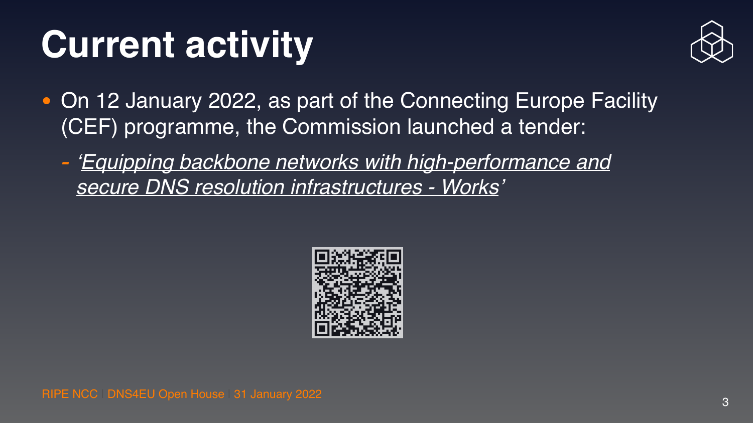# Current activity

- On 12 January 2022, as part of the Connecting Europe Facility (CEF) programme, the Commission launched a tender:
  - *'Equipping backbone networks with high-performance and secure DNS resolution infrastructures - Works'*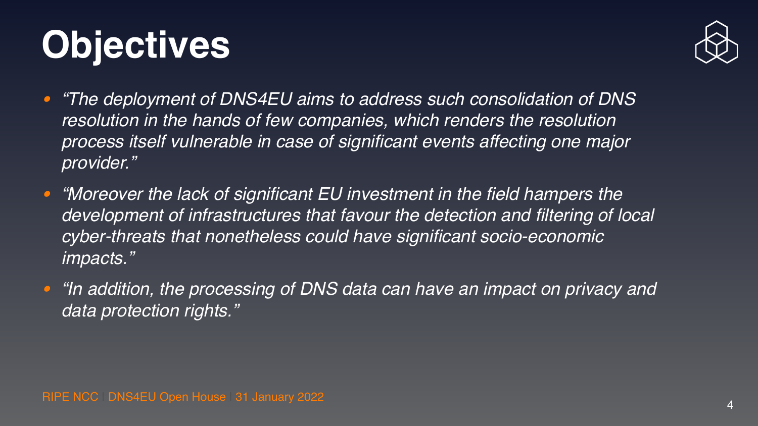# Objectives

- *"The deployment of DNS4EU aims to address such consolidation of DNS resolution in the hands of few companies, which renders the resolution process itself vulnerable in case of significant events affecting one major provider."*
- *"Moreover the lack of significant EU investment in the field hampers the development of infrastructures that favour the detection and filtering of local cyber-threats that nonetheless could have significant socio-economic impacts."*
- *"In addition, the processing of DNS data can have an impact on privacy and data protection rights."*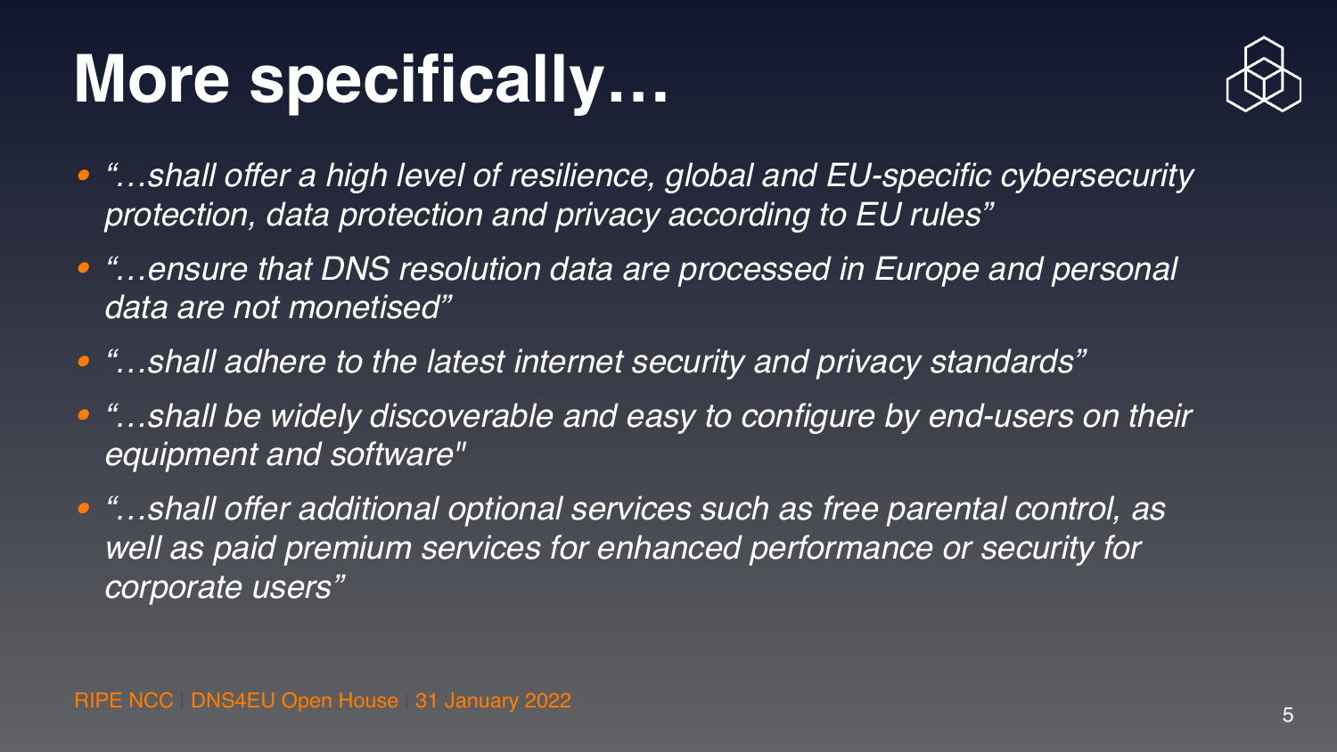# More specifically…

- *"…shall offer a high level of resilience, global and EU-specific cybersecurity protection, data protection and privacy according to EU rules"*
- *"…ensure that DNS resolution data are processed in Europe and personal data are not monetised"*
- *"…shall adhere to the latest internet security and privacy standards"*
- *"…shall be widely discoverable and easy to configure by end-users on their equipment and software"*
- *"…shall offer additional optional services such as free parental control, as well as paid premium services for enhanced performance or security for corporate users"*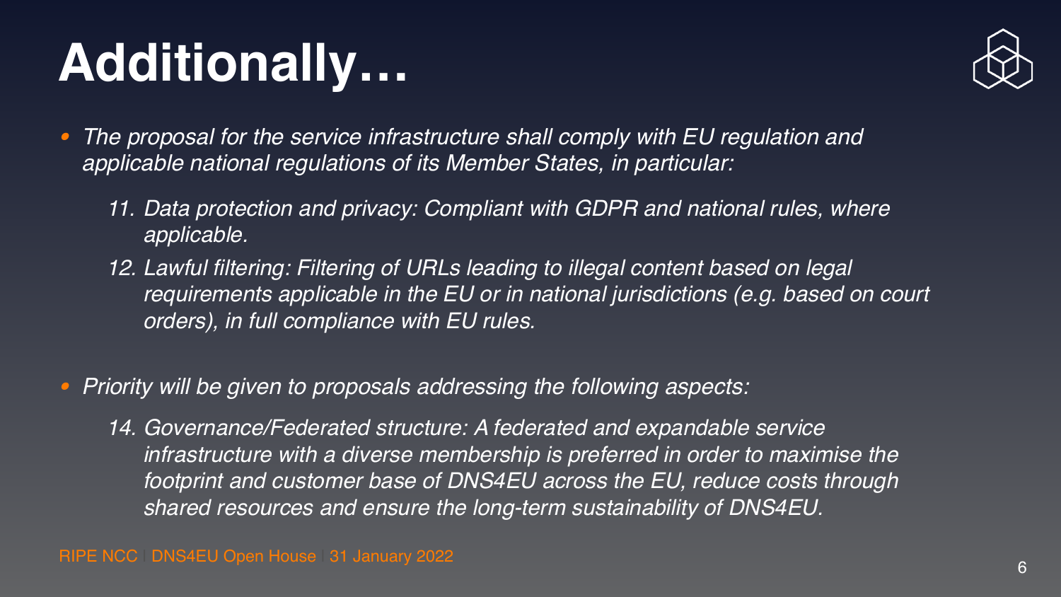# Additionally…

- *The proposal for the service infrastructure shall comply with EU regulation and applicable national regulations of its Member States, in particular:*

  11. *Data protection and privacy: Compliant with GDPR and national rules, where applicable.*
  12. *Lawful filtering: Filtering of URLs leading to illegal content based on legal requirements applicable in the EU or in national jurisdictions (e.g. based on court orders), in full compliance with EU rules.*

- *Priority will be given to proposals addressing the following aspects:*

  14. *Governance/Federated structure: A federated and expandable service infrastructure with a diverse membership is preferred in order to maximise the footprint and customer base of DNS4EU across the EU, reduce costs through shared resources and ensure the long-term sustainability of DNS4EU.*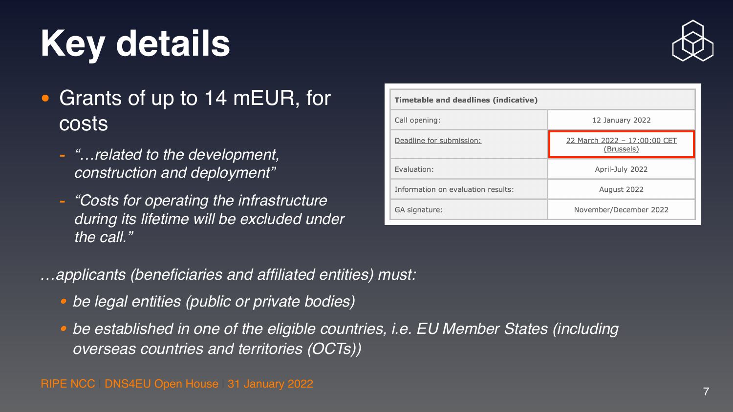# Key details

- Grants of up to 14 mEUR, for costs
  - *"…related to the development, construction and deployment"*
  - *"Costs for operating the infrastructure during its lifetime will be excluded under the call."*

| Timetable and deadlines (indicative) | |
|---|---|
| Call opening: | 12 January 2022 |
| Deadline for submission: | 22 March 2022 – 17:00:00 CET (Brussels) |
| Evaluation: | April-July 2022 |
| Information on evaluation results: | August 2022 |
| GA signature: | November/December 2022 |

*…applicants (beneficiaries and affiliated entities) must:*

- *be legal entities (public or private bodies)*
- *be established in one of the eligible countries, i.e. EU Member States (including overseas countries and territories (OCTs))*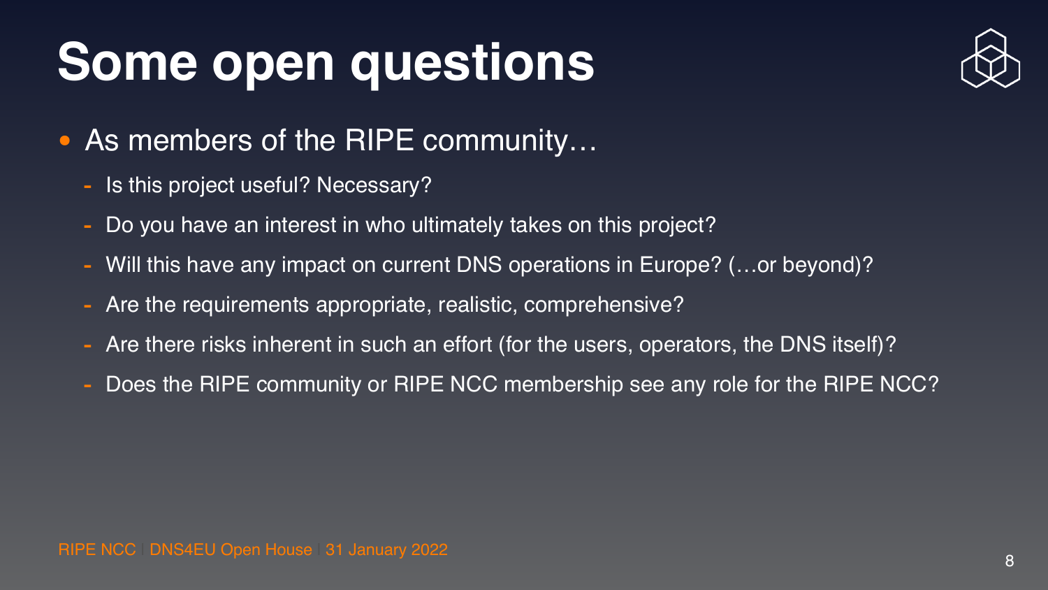# Some open questions

- As members of the RIPE community…
  - Is this project useful? Necessary?
  - Do you have an interest in who ultimately takes on this project?
  - Will this have any impact on current DNS operations in Europe? (…or beyond)?
  - Are the requirements appropriate, realistic, comprehensive?
  - Are there risks inherent in such an effort (for the users, operators, the DNS itself)?
  - Does the RIPE community or RIPE NCC membership see any role for the RIPE NCC?